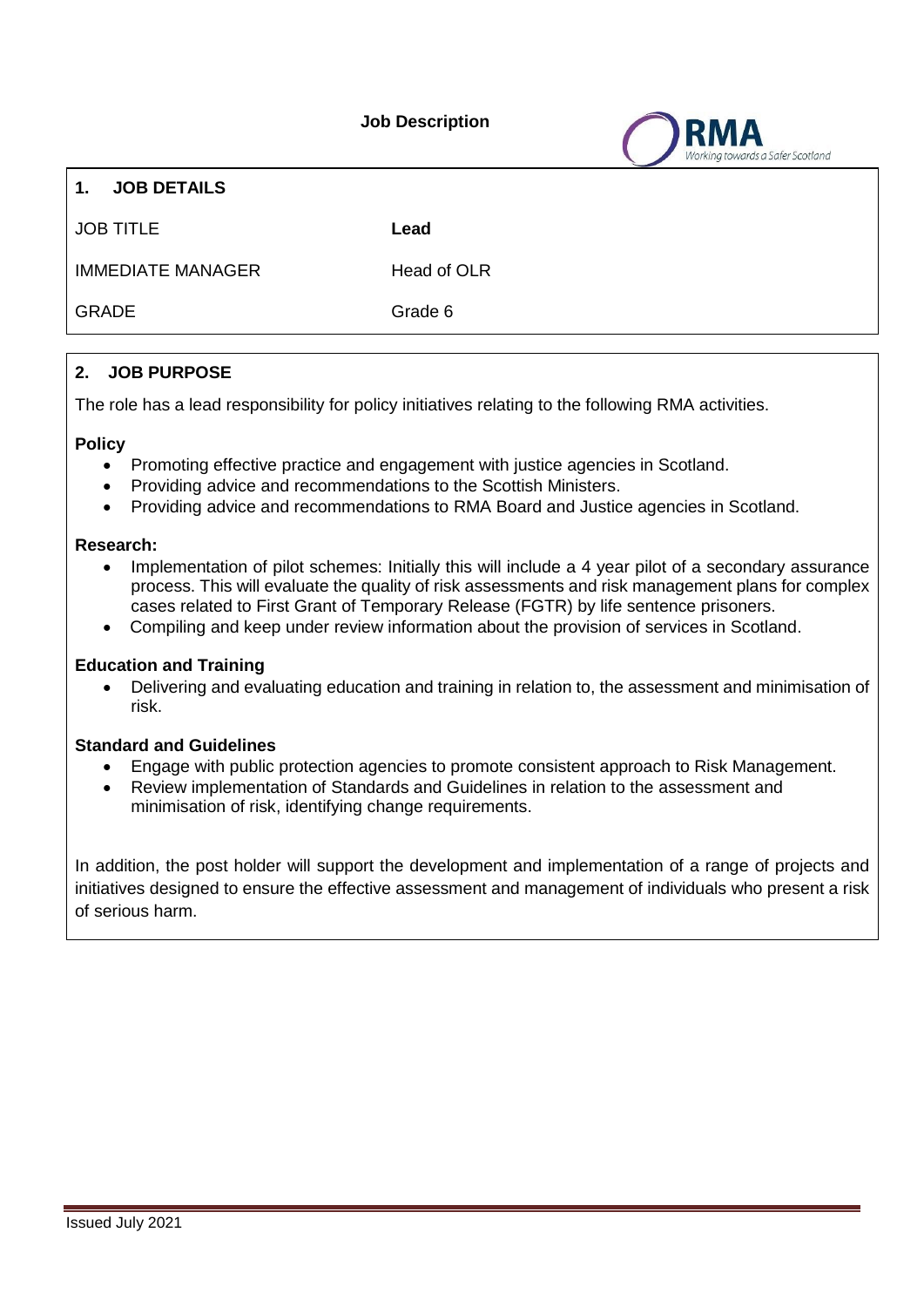**Job Description**

## 1. JOB DETAILS

| | |
|---|---|
| JOB TITLE | **Lead** |
| IMMEDIATE MANAGER | Head of OLR |
| GRADE | Grade 6 |

## 2. JOB PURPOSE

The role has a lead responsibility for policy initiatives relating to the following RMA activities.

**Policy**

- Promoting effective practice and engagement with justice agencies in Scotland.
- Providing advice and recommendations to the Scottish Ministers.
- Providing advice and recommendations to RMA Board and Justice agencies in Scotland.

**Research:**

- Implementation of pilot schemes: Initially this will include a 4 year pilot of a secondary assurance process. This will evaluate the quality of risk assessments and risk management plans for complex cases related to First Grant of Temporary Release (FGTR) by life sentence prisoners.
- Compiling and keep under review information about the provision of services in Scotland.

**Education and Training**

- Delivering and evaluating education and training in relation to, the assessment and minimisation of risk.

**Standard and Guidelines**

- Engage with public protection agencies to promote consistent approach to Risk Management.
- Review implementation of Standards and Guidelines in relation to the assessment and minimisation of risk, identifying change requirements.

In addition, the post holder will support the development and implementation of a range of projects and initiatives designed to ensure the effective assessment and management of individuals who present a risk of serious harm.

Issued July 2021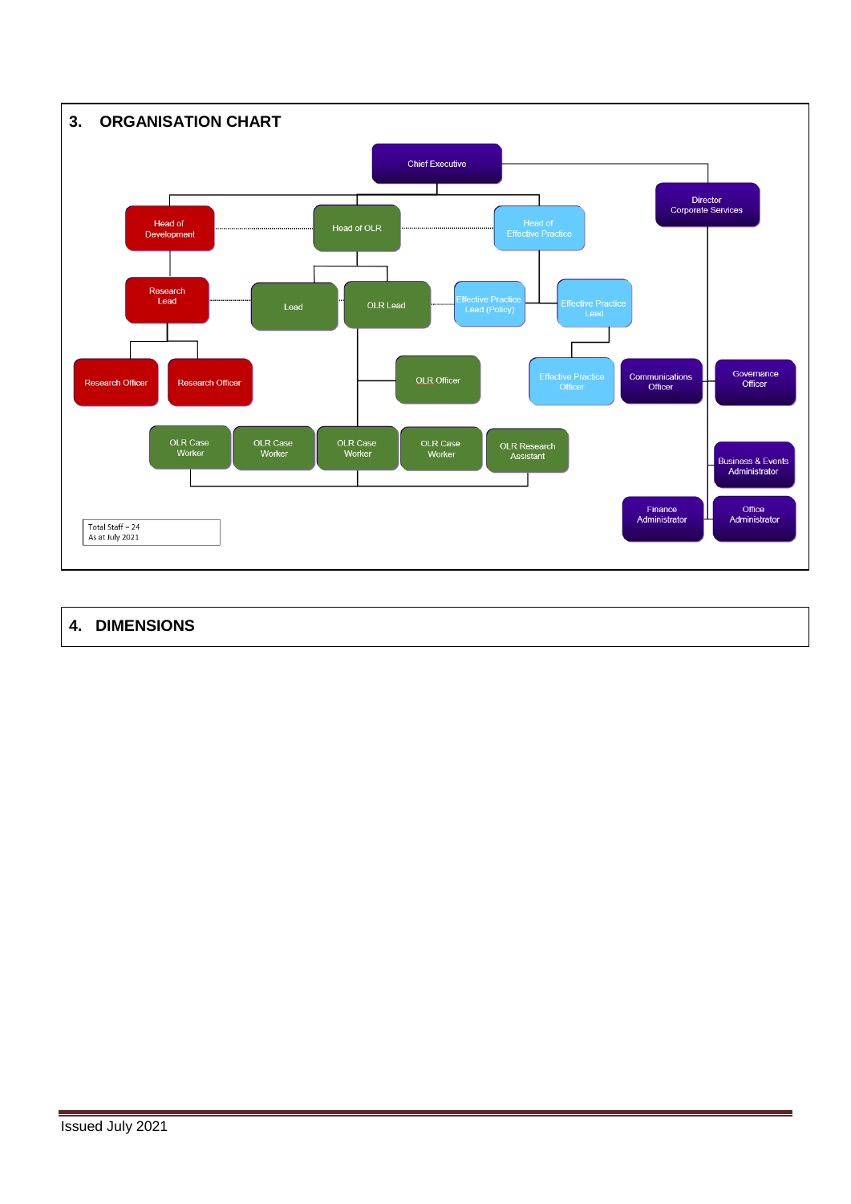## 3. ORGANISATION CHART

Chief Executive

Director Corporate Services

Head of Development

Head of OLR

Head of Effective Practice

Research Lead

Lead

OLR Lead

Effective Practice Lead (Policy)

Effective Practice Lead

Research Officer

Research Officer

OLR Officer

Effective Practice Officer

Communications Officer

Governance Officer

OLR Case Worker

OLR Case Worker

OLR Case Worker

OLR Case Worker

OLR Research Assistant

Business & Events Administrator

Finance Administrator

Office Administrator

Total Staff – 24
As at July 2021

## 4. DIMENSIONS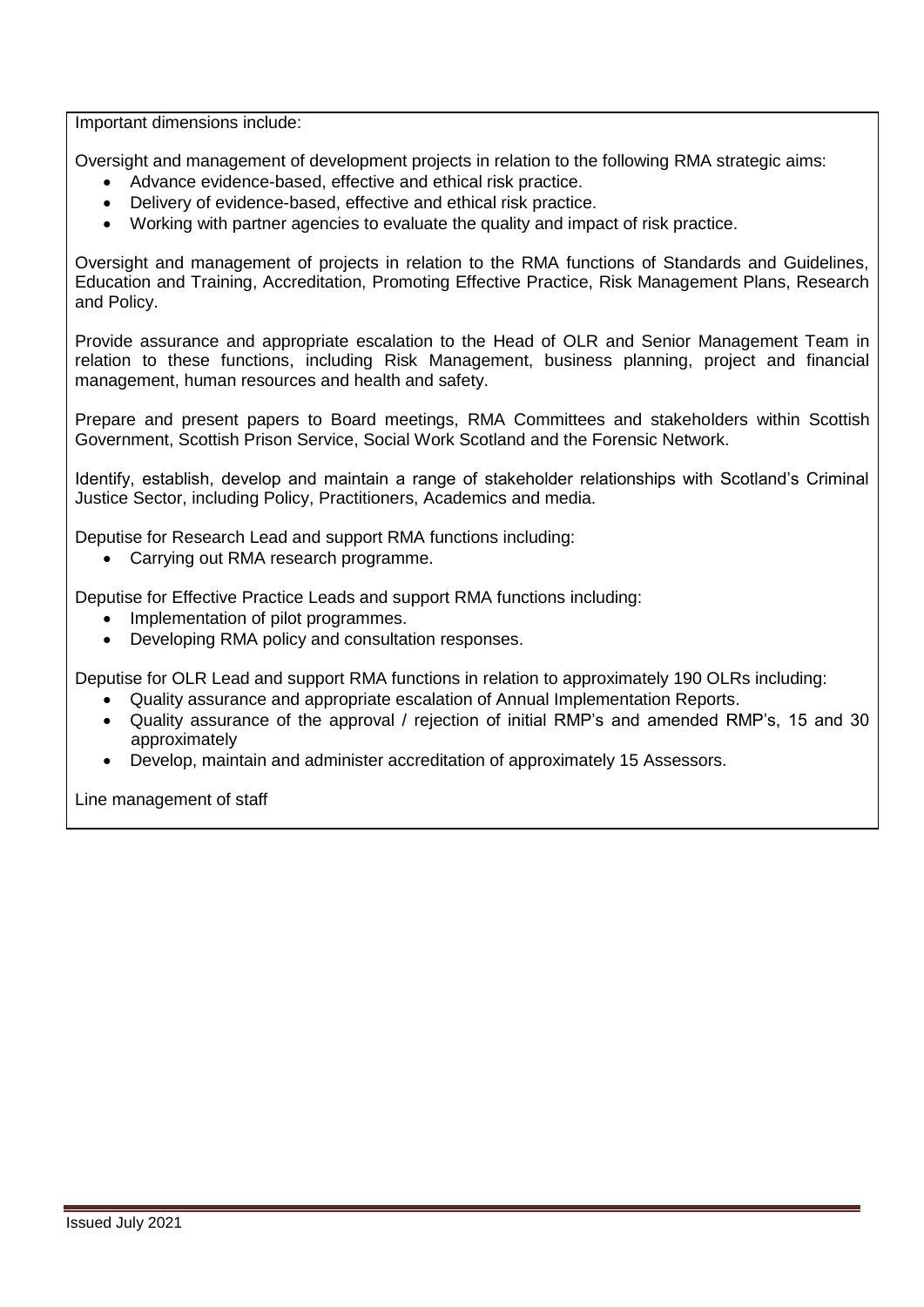Important dimensions include:

Oversight and management of development projects in relation to the following RMA strategic aims:

- Advance evidence-based, effective and ethical risk practice.
- Delivery of evidence-based, effective and ethical risk practice.
- Working with partner agencies to evaluate the quality and impact of risk practice.

Oversight and management of projects in relation to the RMA functions of Standards and Guidelines, Education and Training, Accreditation, Promoting Effective Practice, Risk Management Plans, Research and Policy.

Provide assurance and appropriate escalation to the Head of OLR and Senior Management Team in relation to these functions, including Risk Management, business planning, project and financial management, human resources and health and safety.

Prepare and present papers to Board meetings, RMA Committees and stakeholders within Scottish Government, Scottish Prison Service, Social Work Scotland and the Forensic Network.

Identify, establish, develop and maintain a range of stakeholder relationships with Scotland's Criminal Justice Sector, including Policy, Practitioners, Academics and media.

Deputise for Research Lead and support RMA functions including:

- Carrying out RMA research programme.

Deputise for Effective Practice Leads and support RMA functions including:

- Implementation of pilot programmes.
- Developing RMA policy and consultation responses.

Deputise for OLR Lead and support RMA functions in relation to approximately 190 OLRs including:

- Quality assurance and appropriate escalation of Annual Implementation Reports.
- Quality assurance of the approval / rejection of initial RMP's and amended RMP's, 15 and 30 approximately
- Develop, maintain and administer accreditation of approximately 15 Assessors.

Line management of staff

Issued July 2021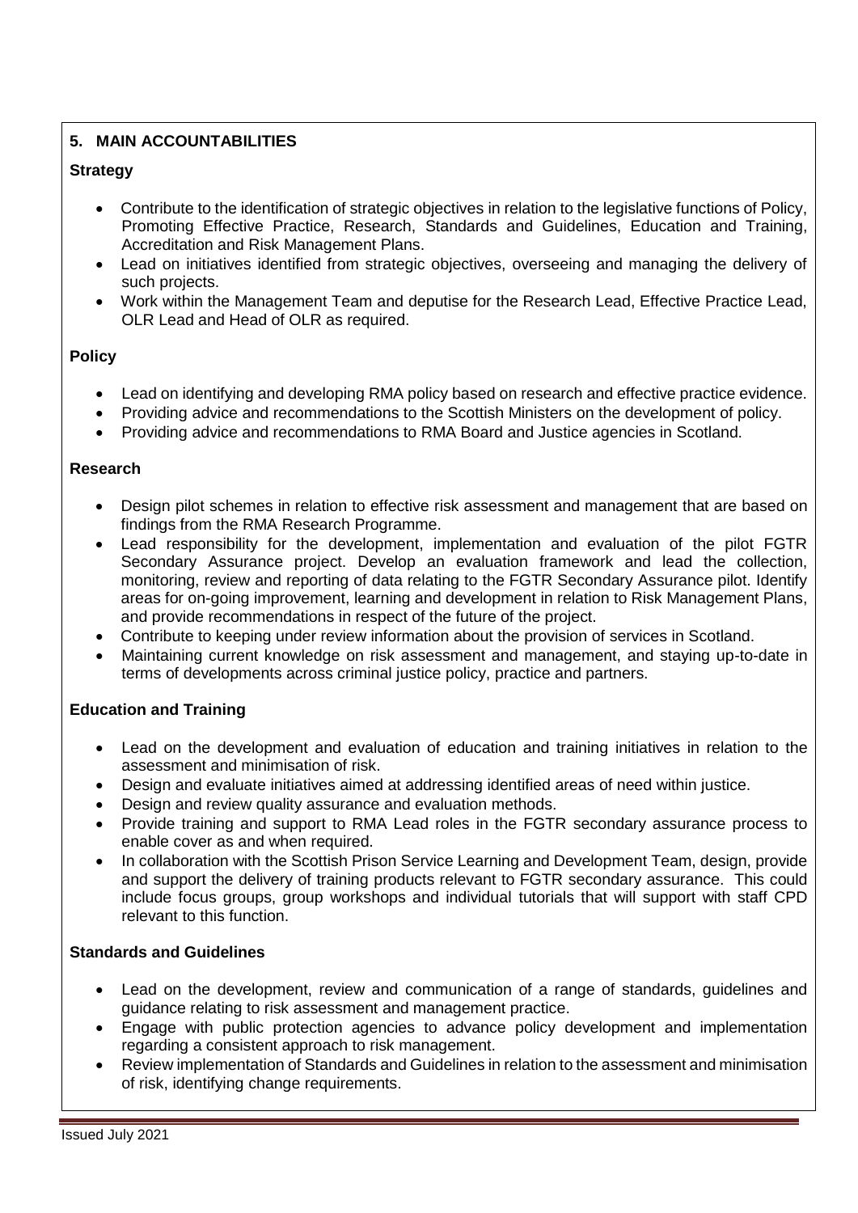## 5. MAIN ACCOUNTABILITIES

### Strategy

- Contribute to the identification of strategic objectives in relation to the legislative functions of Policy, Promoting Effective Practice, Research, Standards and Guidelines, Education and Training, Accreditation and Risk Management Plans.
- Lead on initiatives identified from strategic objectives, overseeing and managing the delivery of such projects.
- Work within the Management Team and deputise for the Research Lead, Effective Practice Lead, OLR Lead and Head of OLR as required.

### Policy

- Lead on identifying and developing RMA policy based on research and effective practice evidence.
- Providing advice and recommendations to the Scottish Ministers on the development of policy.
- Providing advice and recommendations to RMA Board and Justice agencies in Scotland.

### Research

- Design pilot schemes in relation to effective risk assessment and management that are based on findings from the RMA Research Programme.
- Lead responsibility for the development, implementation and evaluation of the pilot FGTR Secondary Assurance project. Develop an evaluation framework and lead the collection, monitoring, review and reporting of data relating to the FGTR Secondary Assurance pilot. Identify areas for on-going improvement, learning and development in relation to Risk Management Plans, and provide recommendations in respect of the future of the project.
- Contribute to keeping under review information about the provision of services in Scotland.
- Maintaining current knowledge on risk assessment and management, and staying up-to-date in terms of developments across criminal justice policy, practice and partners.

### Education and Training

- Lead on the development and evaluation of education and training initiatives in relation to the assessment and minimisation of risk.
- Design and evaluate initiatives aimed at addressing identified areas of need within justice.
- Design and review quality assurance and evaluation methods.
- Provide training and support to RMA Lead roles in the FGTR secondary assurance process to enable cover as and when required.
- In collaboration with the Scottish Prison Service Learning and Development Team, design, provide and support the delivery of training products relevant to FGTR secondary assurance. This could include focus groups, group workshops and individual tutorials that will support with staff CPD relevant to this function.

### Standards and Guidelines

- Lead on the development, review and communication of a range of standards, guidelines and guidance relating to risk assessment and management practice.
- Engage with public protection agencies to advance policy development and implementation regarding a consistent approach to risk management.
- Review implementation of Standards and Guidelines in relation to the assessment and minimisation of risk, identifying change requirements.

Issued July 2021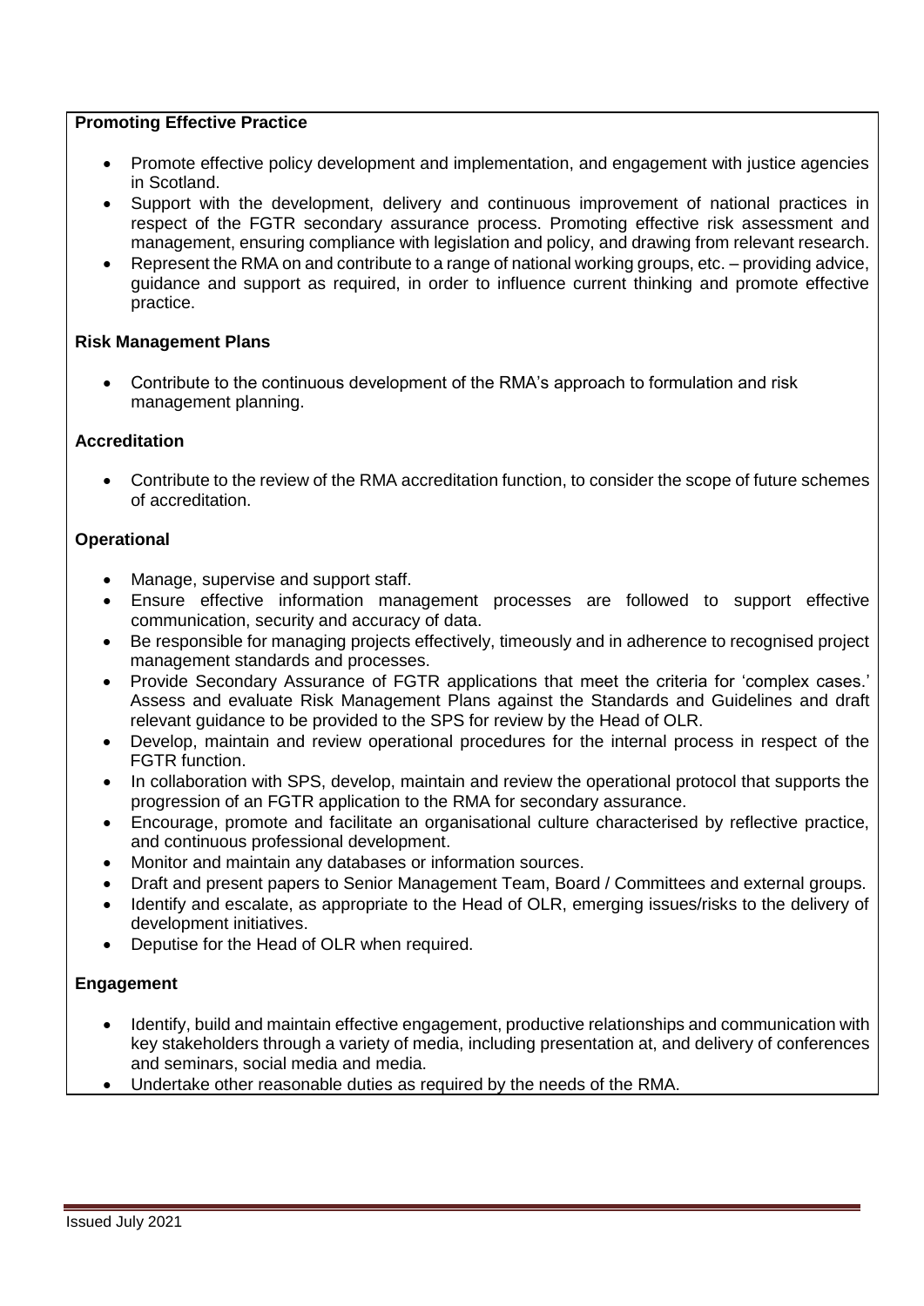**Promoting Effective Practice**

- Promote effective policy development and implementation, and engagement with justice agencies in Scotland.
- Support with the development, delivery and continuous improvement of national practices in respect of the FGTR secondary assurance process. Promoting effective risk assessment and management, ensuring compliance with legislation and policy, and drawing from relevant research.
- Represent the RMA on and contribute to a range of national working groups, etc. – providing advice, guidance and support as required, in order to influence current thinking and promote effective practice.

**Risk Management Plans**

- Contribute to the continuous development of the RMA's approach to formulation and risk management planning.

**Accreditation**

- Contribute to the review of the RMA accreditation function, to consider the scope of future schemes of accreditation.

**Operational**

- Manage, supervise and support staff.
- Ensure effective information management processes are followed to support effective communication, security and accuracy of data.
- Be responsible for managing projects effectively, timeously and in adherence to recognised project management standards and processes.
- Provide Secondary Assurance of FGTR applications that meet the criteria for 'complex cases.' Assess and evaluate Risk Management Plans against the Standards and Guidelines and draft relevant guidance to be provided to the SPS for review by the Head of OLR.
- Develop, maintain and review operational procedures for the internal process in respect of the FGTR function.
- In collaboration with SPS, develop, maintain and review the operational protocol that supports the progression of an FGTR application to the RMA for secondary assurance.
- Encourage, promote and facilitate an organisational culture characterised by reflective practice, and continuous professional development.
- Monitor and maintain any databases or information sources.
- Draft and present papers to Senior Management Team, Board / Committees and external groups.
- Identify and escalate, as appropriate to the Head of OLR, emerging issues/risks to the delivery of development initiatives.
- Deputise for the Head of OLR when required.

**Engagement**

- Identify, build and maintain effective engagement, productive relationships and communication with key stakeholders through a variety of media, including presentation at, and delivery of conferences and seminars, social media and media.
- Undertake other reasonable duties as required by the needs of the RMA.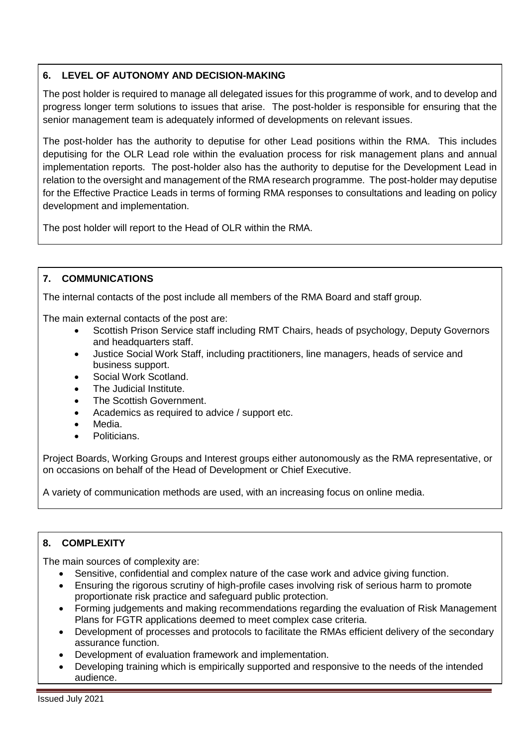## 6. LEVEL OF AUTONOMY AND DECISION-MAKING

The post holder is required to manage all delegated issues for this programme of work, and to develop and progress longer term solutions to issues that arise. The post-holder is responsible for ensuring that the senior management team is adequately informed of developments on relevant issues.

The post-holder has the authority to deputise for other Lead positions within the RMA. This includes deputising for the OLR Lead role within the evaluation process for risk management plans and annual implementation reports. The post-holder also has the authority to deputise for the Development Lead in relation to the oversight and management of the RMA research programme. The post-holder may deputise for the Effective Practice Leads in terms of forming RMA responses to consultations and leading on policy development and implementation.

The post holder will report to the Head of OLR within the RMA.

## 7. COMMUNICATIONS

The internal contacts of the post include all members of the RMA Board and staff group.

The main external contacts of the post are:

- Scottish Prison Service staff including RMT Chairs, heads of psychology, Deputy Governors and headquarters staff.
- Justice Social Work Staff, including practitioners, line managers, heads of service and business support.
- Social Work Scotland.
- The Judicial Institute.
- The Scottish Government.
- Academics as required to advice / support etc.
- Media.
- Politicians.

Project Boards, Working Groups and Interest groups either autonomously as the RMA representative, or on occasions on behalf of the Head of Development or Chief Executive.

A variety of communication methods are used, with an increasing focus on online media.

## 8. COMPLEXITY

The main sources of complexity are:

- Sensitive, confidential and complex nature of the case work and advice giving function.
- Ensuring the rigorous scrutiny of high-profile cases involving risk of serious harm to promote proportionate risk practice and safeguard public protection.
- Forming judgements and making recommendations regarding the evaluation of Risk Management Plans for FGTR applications deemed to meet complex case criteria.
- Development of processes and protocols to facilitate the RMAs efficient delivery of the secondary assurance function.
- Development of evaluation framework and implementation.
- Developing training which is empirically supported and responsive to the needs of the intended audience.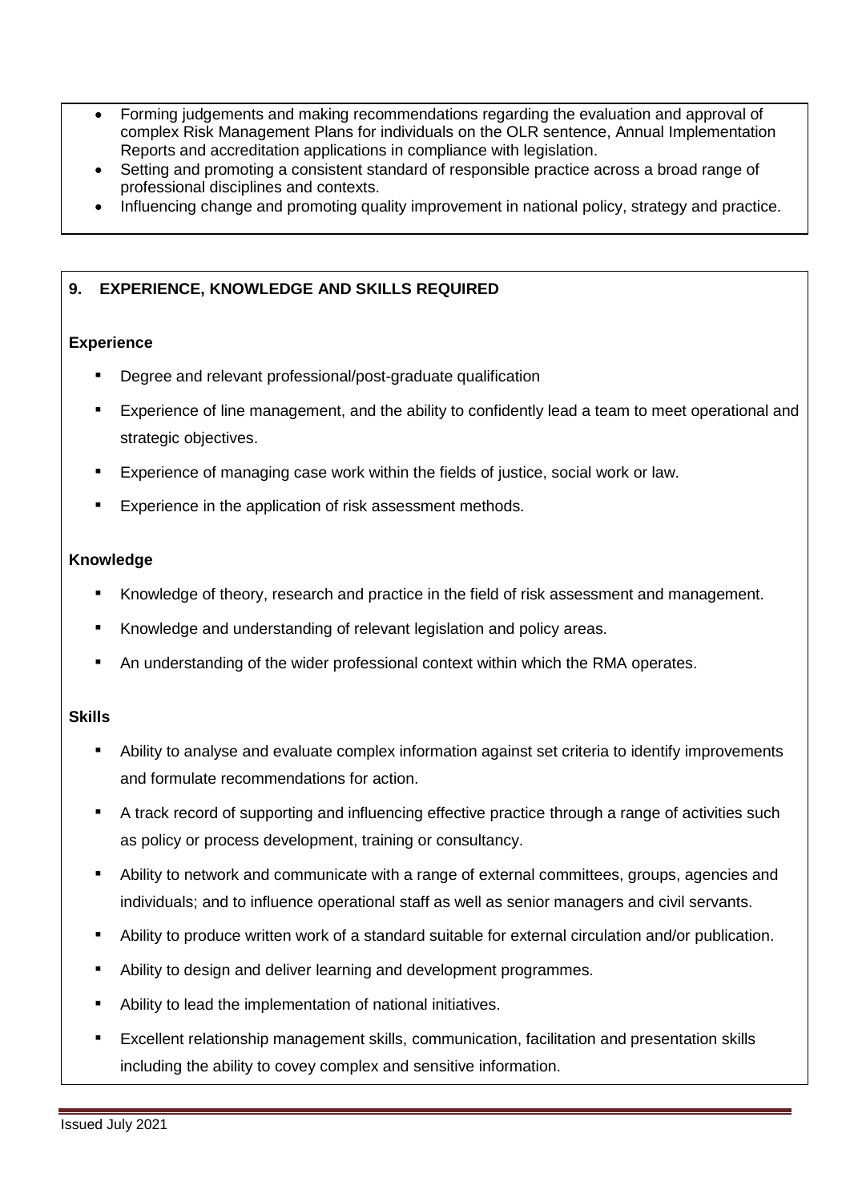- Forming judgements and making recommendations regarding the evaluation and approval of complex Risk Management Plans for individuals on the OLR sentence, Annual Implementation Reports and accreditation applications in compliance with legislation.
- Setting and promoting a consistent standard of responsible practice across a broad range of professional disciplines and contexts.
- Influencing change and promoting quality improvement in national policy, strategy and practice.

## 9. EXPERIENCE, KNOWLEDGE AND SKILLS REQUIRED

### Experience

- Degree and relevant professional/post-graduate qualification
- Experience of line management, and the ability to confidently lead a team to meet operational and strategic objectives.
- Experience of managing case work within the fields of justice, social work or law.
- Experience in the application of risk assessment methods.

### Knowledge

- Knowledge of theory, research and practice in the field of risk assessment and management.
- Knowledge and understanding of relevant legislation and policy areas.
- An understanding of the wider professional context within which the RMA operates.

### Skills

- Ability to analyse and evaluate complex information against set criteria to identify improvements and formulate recommendations for action.
- A track record of supporting and influencing effective practice through a range of activities such as policy or process development, training or consultancy.
- Ability to network and communicate with a range of external committees, groups, agencies and individuals; and to influence operational staff as well as senior managers and civil servants.
- Ability to produce written work of a standard suitable for external circulation and/or publication.
- Ability to design and deliver learning and development programmes.
- Ability to lead the implementation of national initiatives.
- Excellent relationship management skills, communication, facilitation and presentation skills including the ability to covey complex and sensitive information.

Issued July 2021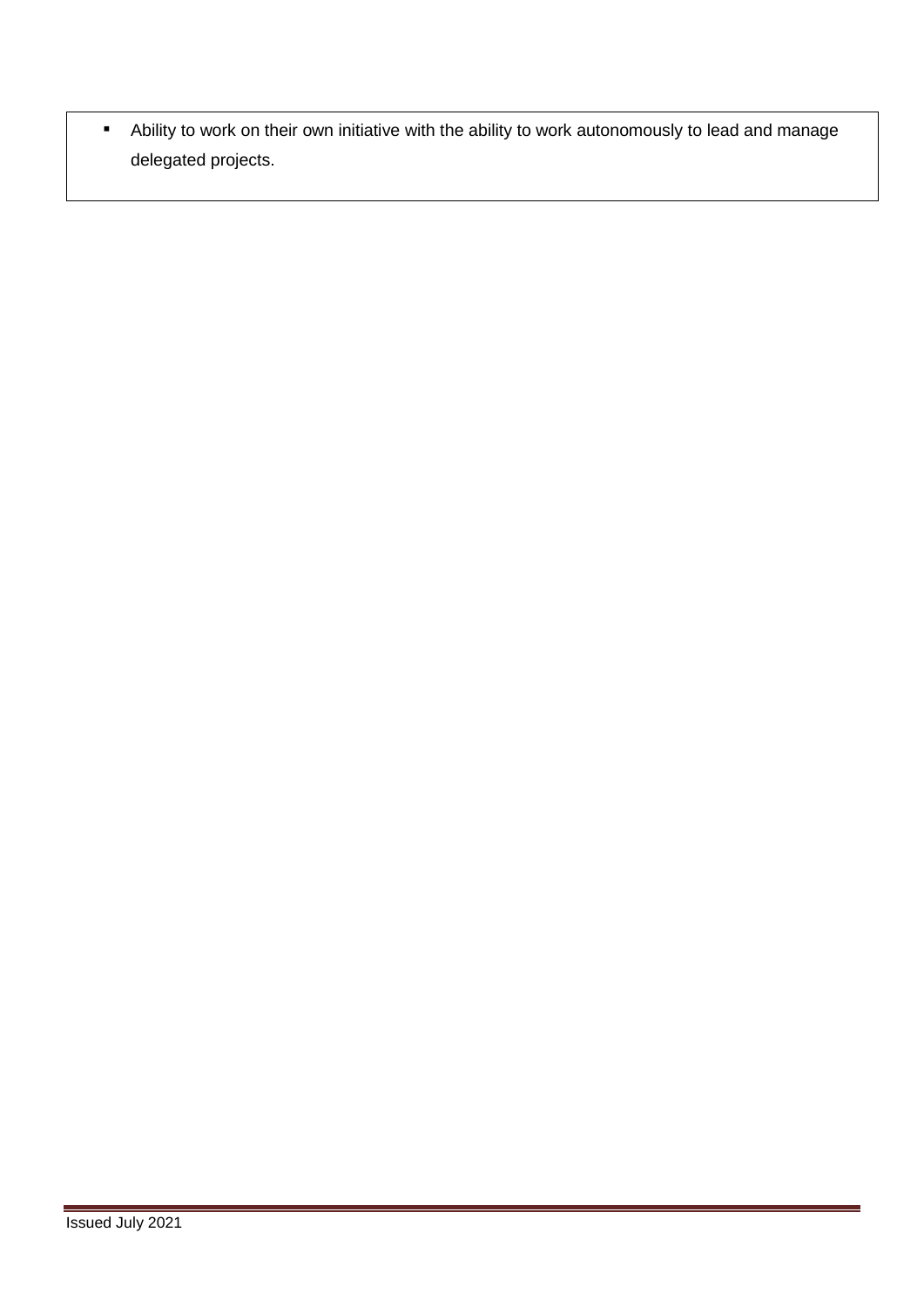- Ability to work on their own initiative with the ability to work autonomously to lead and manage delegated projects.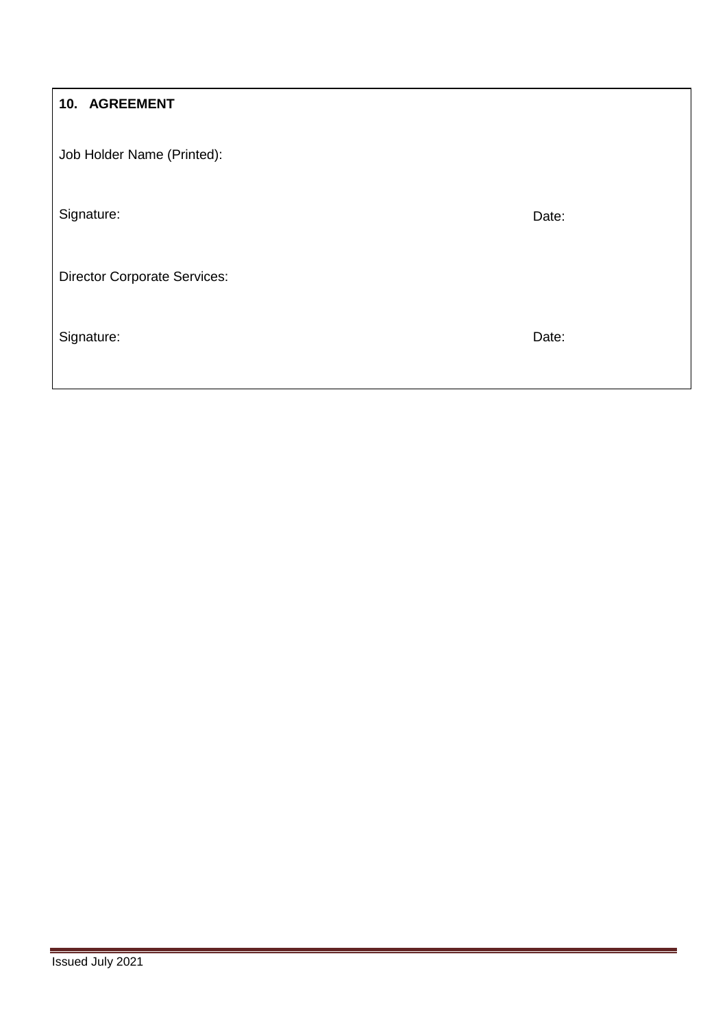## 10. AGREEMENT

Job Holder Name (Printed):

Signature: Date:

Director Corporate Services:

Signature: Date: